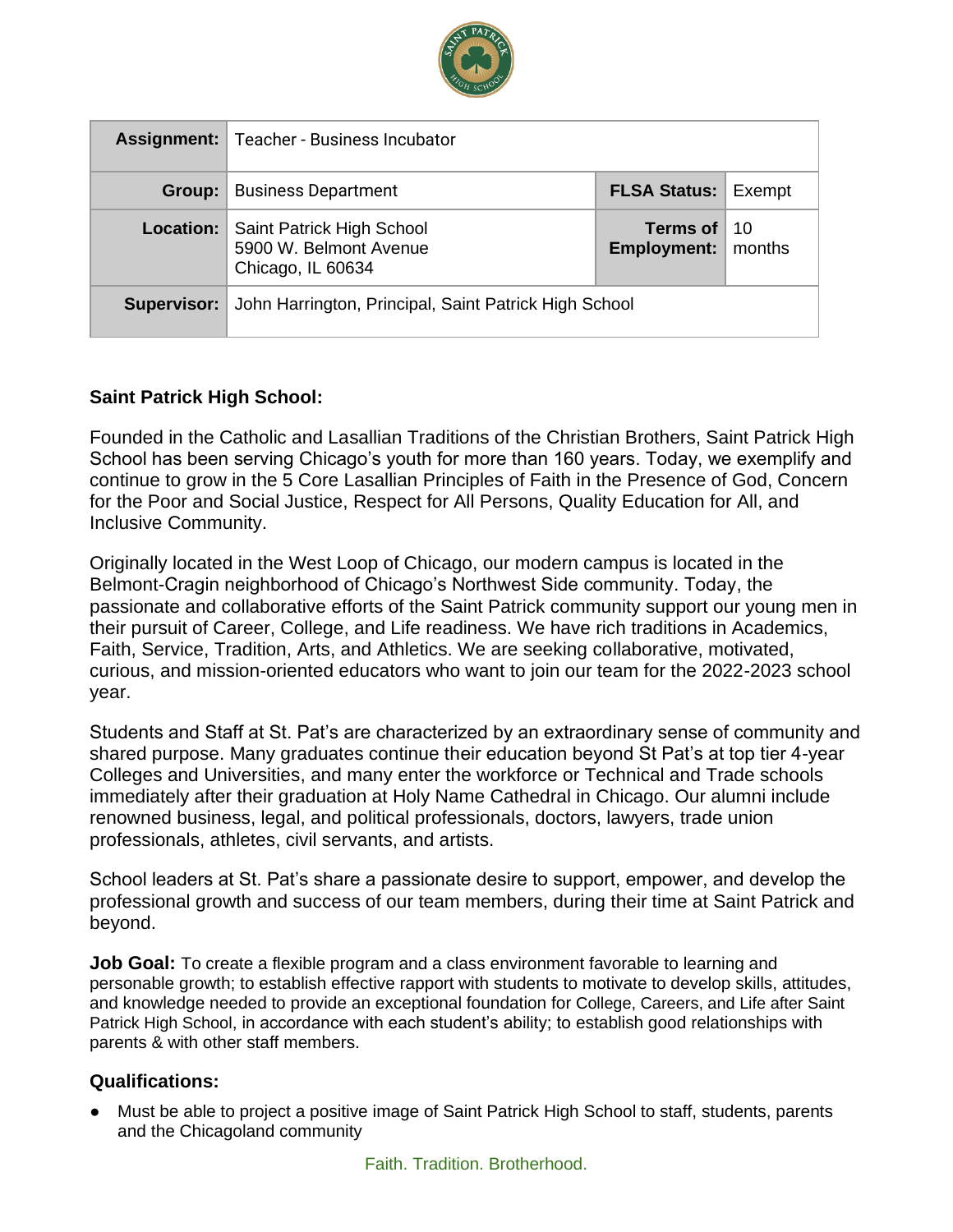| Assignment: | Teacher - Business Incubator | | |
|---|---|---|---|
| **Group:** | Business Department | **FLSA Status:** | Exempt |
| **Location:** | Saint Patrick High School<br>5900 W. Belmont Avenue<br>Chicago, IL 60634 | **Terms of Employment:** | 10 months |
| **Supervisor:** | John Harrington, Principal, Saint Patrick High School | | |

### Saint Patrick High School:

Founded in the Catholic and Lasallian Traditions of the Christian Brothers, Saint Patrick High School has been serving Chicago's youth for more than 160 years. Today, we exemplify and continue to grow in the 5 Core Lasallian Principles of Faith in the Presence of God, Concern for the Poor and Social Justice, Respect for All Persons, Quality Education for All, and Inclusive Community.

Originally located in the West Loop of Chicago, our modern campus is located in the Belmont-Cragin neighborhood of Chicago's Northwest Side community. Today, the passionate and collaborative efforts of the Saint Patrick community support our young men in their pursuit of Career, College, and Life readiness. We have rich traditions in Academics, Faith, Service, Tradition, Arts, and Athletics. We are seeking collaborative, motivated, curious, and mission-oriented educators who want to join our team for the 2022-2023 school year.

Students and Staff at St. Pat's are characterized by an extraordinary sense of community and shared purpose. Many graduates continue their education beyond St Pat's at top tier 4-year Colleges and Universities, and many enter the workforce or Technical and Trade schools immediately after their graduation at Holy Name Cathedral in Chicago. Our alumni include renowned business, legal, and political professionals, doctors, lawyers, trade union professionals, athletes, civil servants, and artists.

School leaders at St. Pat's share a passionate desire to support, empower, and develop the professional growth and success of our team members, during their time at Saint Patrick and beyond.

**Job Goal:** To create a flexible program and a class environment favorable to learning and personable growth; to establish effective rapport with students to motivate to develop skills, attitudes, and knowledge needed to provide an exceptional foundation for College, Careers, and Life after Saint Patrick High School, in accordance with each student's ability; to establish good relationships with parents & with other staff members.

### Qualifications:

- Must be able to project a positive image of Saint Patrick High School to staff, students, parents and the Chicagoland community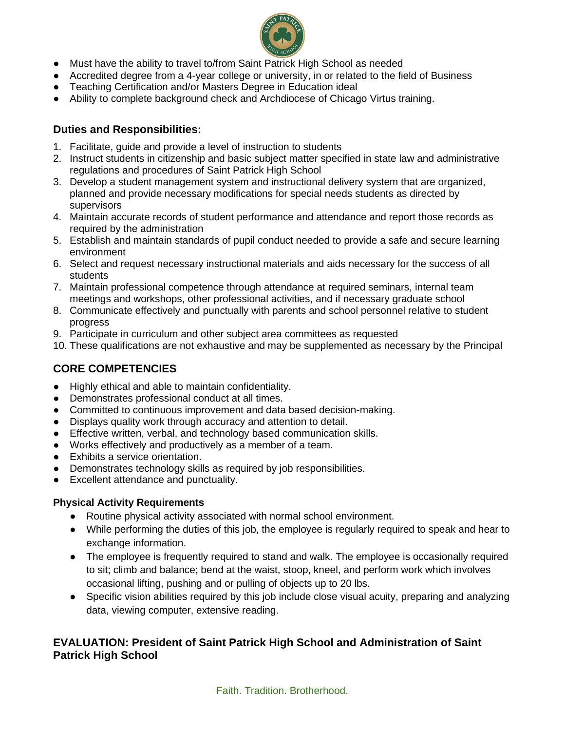- Must have the ability to travel to/from Saint Patrick High School as needed
- Accredited degree from a 4-year college or university, in or related to the field of Business
- Teaching Certification and/or Masters Degree in Education ideal
- Ability to complete background check and Archdiocese of Chicago Virtus training.

### Duties and Responsibilities:

1. Facilitate, guide and provide a level of instruction to students
2. Instruct students in citizenship and basic subject matter specified in state law and administrative regulations and procedures of Saint Patrick High School
3. Develop a student management system and instructional delivery system that are organized, planned and provide necessary modifications for special needs students as directed by supervisors
4. Maintain accurate records of student performance and attendance and report those records as required by the administration
5. Establish and maintain standards of pupil conduct needed to provide a safe and secure learning environment
6. Select and request necessary instructional materials and aids necessary for the success of all students
7. Maintain professional competence through attendance at required seminars, internal team meetings and workshops, other professional activities, and if necessary graduate school
8. Communicate effectively and punctually with parents and school personnel relative to student progress
9. Participate in curriculum and other subject area committees as requested
10. These qualifications are not exhaustive and may be supplemented as necessary by the Principal

## CORE COMPETENCIES

- Highly ethical and able to maintain confidentiality.
- Demonstrates professional conduct at all times.
- Committed to continuous improvement and data based decision-making.
- Displays quality work through accuracy and attention to detail.
- Effective written, verbal, and technology based communication skills.
- Works effectively and productively as a member of a team.
- Exhibits a service orientation.
- Demonstrates technology skills as required by job responsibilities.
- Excellent attendance and punctuality.

#### Physical Activity Requirements

- Routine physical activity associated with normal school environment.
- While performing the duties of this job, the employee is regularly required to speak and hear to exchange information.
- The employee is frequently required to stand and walk. The employee is occasionally required to sit; climb and balance; bend at the waist, stoop, kneel, and perform work which involves occasional lifting, pushing and or pulling of objects up to 20 lbs.
- Specific vision abilities required by this job include close visual acuity, preparing and analyzing data, viewing computer, extensive reading.

### EVALUATION: President of Saint Patrick High School and Administration of Saint Patrick High School

Faith. Tradition. Brotherhood.